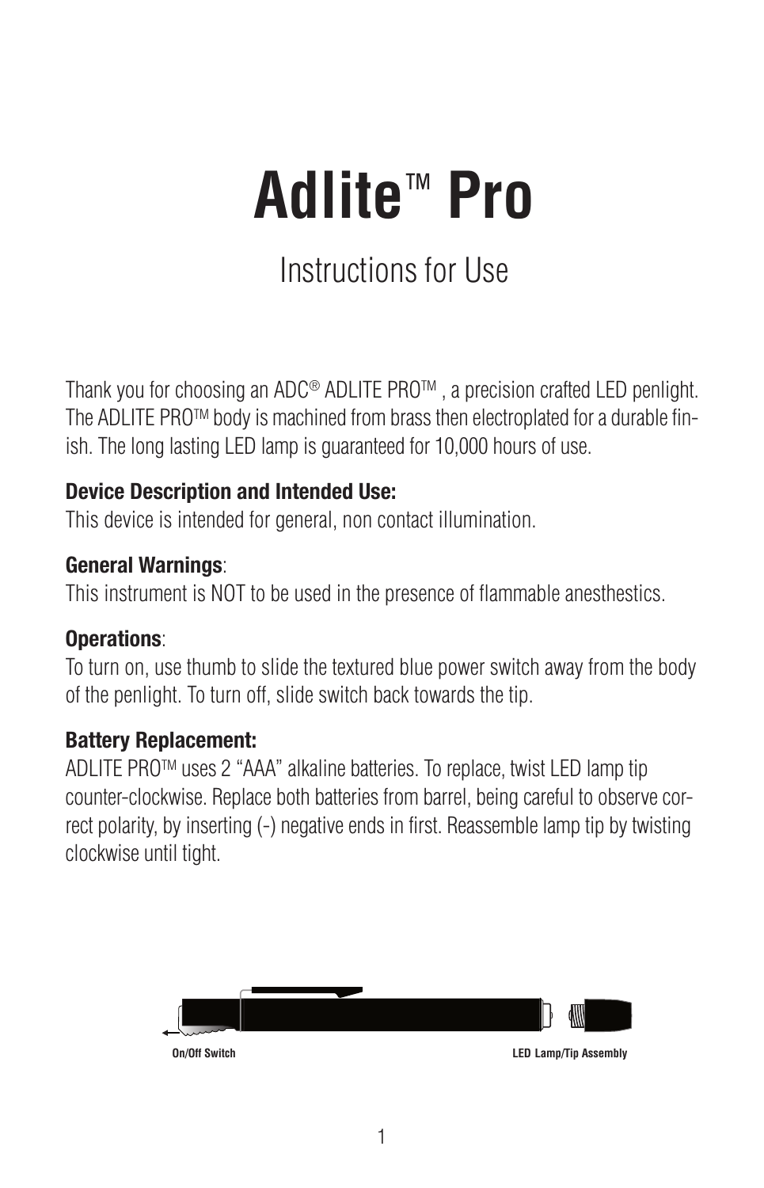# Adlite™ Pro

## Instructions for Use

Thank you for choosing an ADC® ADLITE PRO™ , a precision crafted LED penlight. The ADLITE PRO™ body is machined from brass then electroplated for a durable finish. The long lasting LED lamp is guaranteed for 10,000 hours of use.

**Device Description and Intended Use:**
This device is intended for general, non contact illumination.

**General Warnings**:
This instrument is NOT to be used in the presence of flammable anesthestics.

**Operations**:
To turn on, use thumb to slide the textured blue power switch away from the body of the penlight. To turn off, slide switch back towards the tip.

**Battery Replacement:**
ADLITE PRO™ uses 2 “AAA” alkaline batteries. To replace, twist LED lamp tip counter-clockwise. Replace both batteries from barrel, being careful to observe correct polarity, by inserting (-) negative ends in first. Reassemble lamp tip by twisting clockwise until tight.

On/Off Switch

LED Lamp/Tip Assembly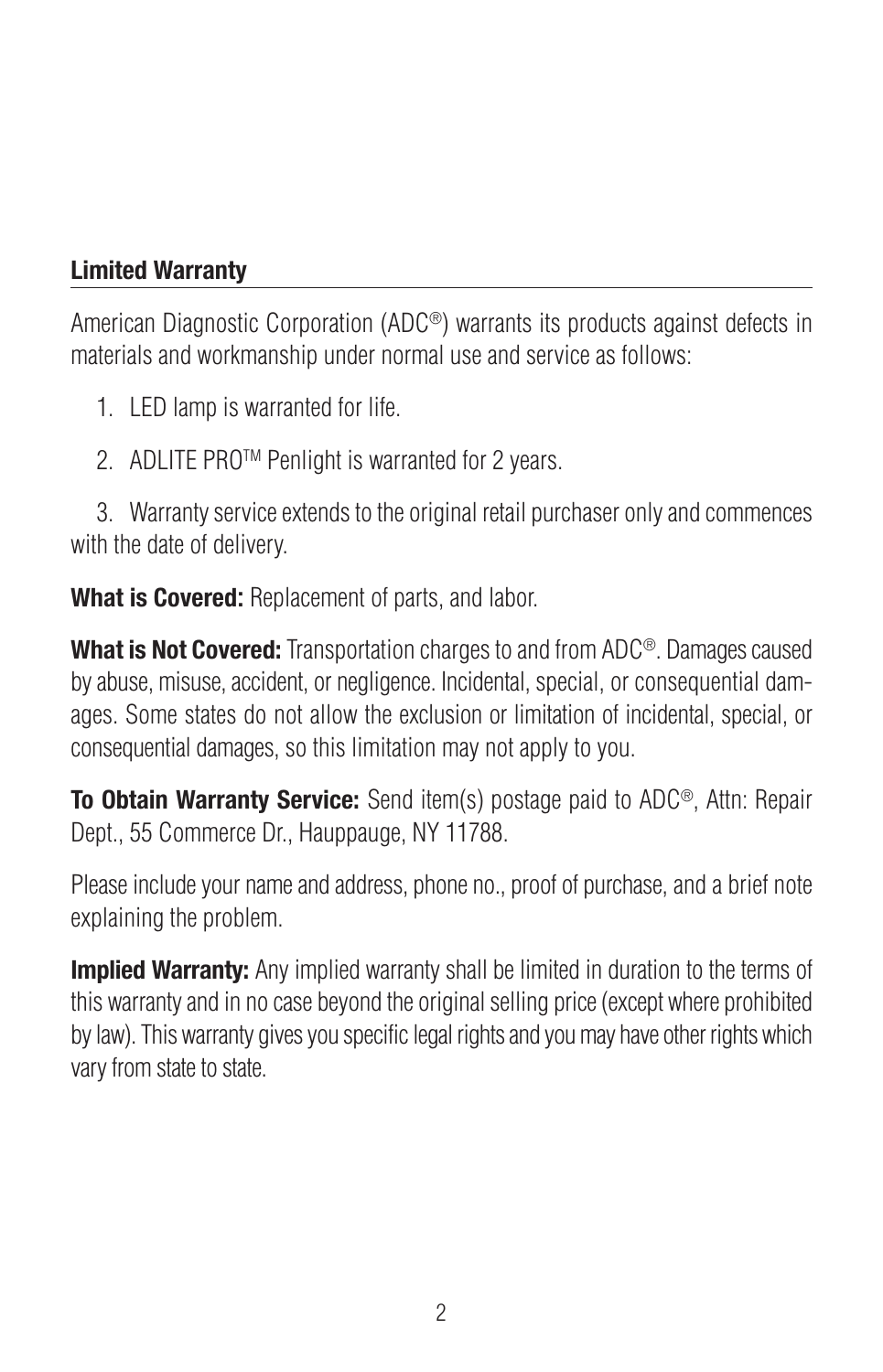## Limited Warranty

American Diagnostic Corporation (ADC®) warrants its products against defects in materials and workmanship under normal use and service as follows:

1. LED lamp is warranted for life.
2. ADLITE PRO™ Penlight is warranted for 2 years.
3. Warranty service extends to the original retail purchaser only and commences with the date of delivery.

**What is Covered:** Replacement of parts, and labor.

**What is Not Covered:** Transportation charges to and from ADC®. Damages caused by abuse, misuse, accident, or negligence. Incidental, special, or consequential damages. Some states do not allow the exclusion or limitation of incidental, special, or consequential damages, so this limitation may not apply to you.

**To Obtain Warranty Service:** Send item(s) postage paid to ADC®, Attn: Repair Dept., 55 Commerce Dr., Hauppauge, NY 11788.

Please include your name and address, phone no., proof of purchase, and a brief note explaining the problem.

**Implied Warranty:** Any implied warranty shall be limited in duration to the terms of this warranty and in no case beyond the original selling price (except where prohibited by law). This warranty gives you specific legal rights and you may have other rights which vary from state to state.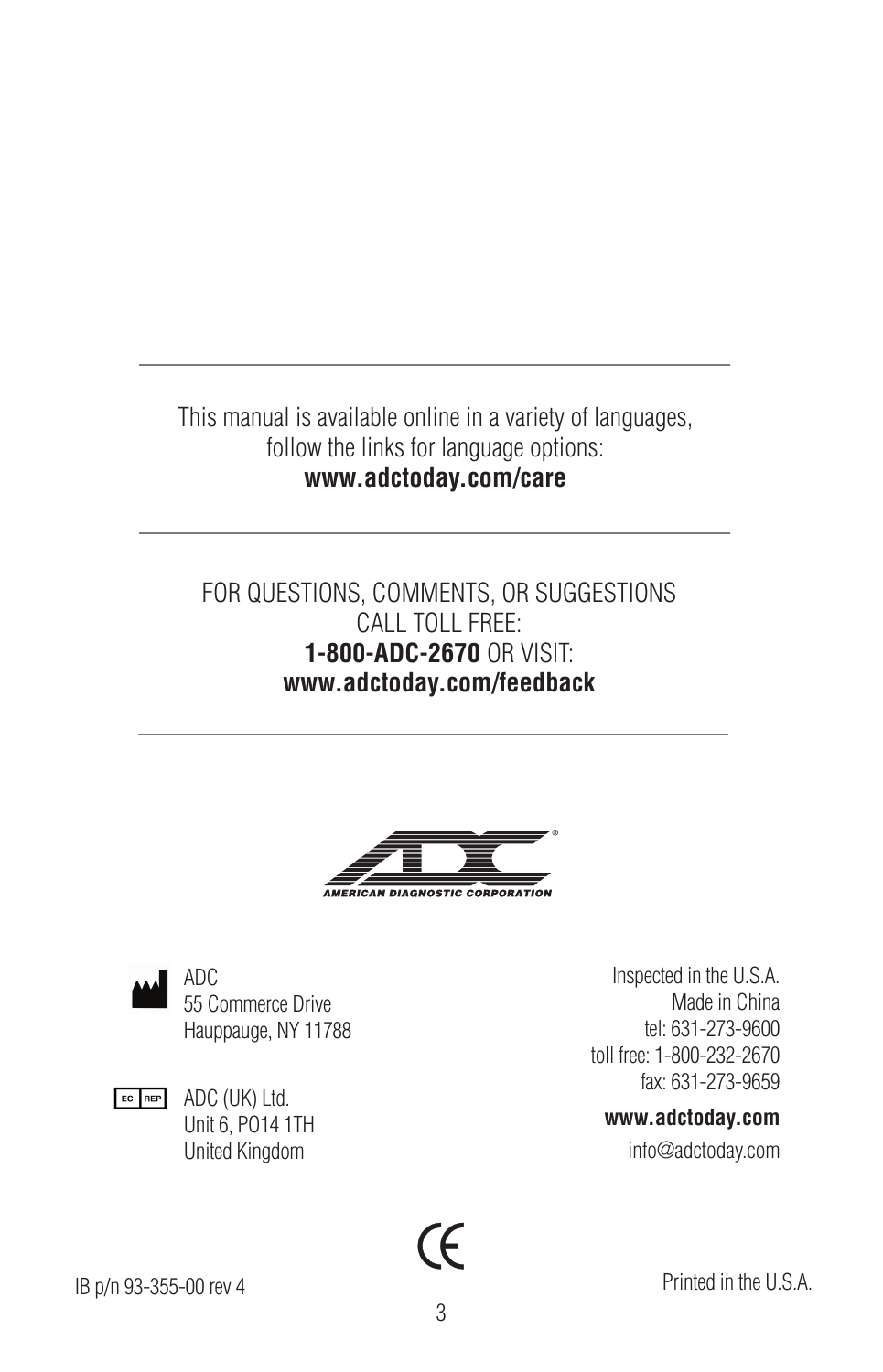This manual is available online in a variety of languages, follow the links for language options:
**www.adctoday.com/care**

---

FOR QUESTIONS, COMMENTS, OR SUGGESTIONS
CALL TOLL FREE:
**1-800-ADC-2670** OR VISIT:
**www.adctoday.com/feedback**

---

AMERICAN DIAGNOSTIC CORPORATION

ADC
55 Commerce Drive
Hauppauge, NY 11788

EC REP
ADC (UK) Ltd.
Unit 6, PO14 1TH
United Kingdom

Inspected in the U.S.A.
Made in China
tel: 631-273-9600
toll free: 1-800-232-2670
fax: 631-273-9659

**www.adctoday.com**
info@adctoday.com

CE

IB p/n 93-355-00 rev 4

Printed in the U.S.A.